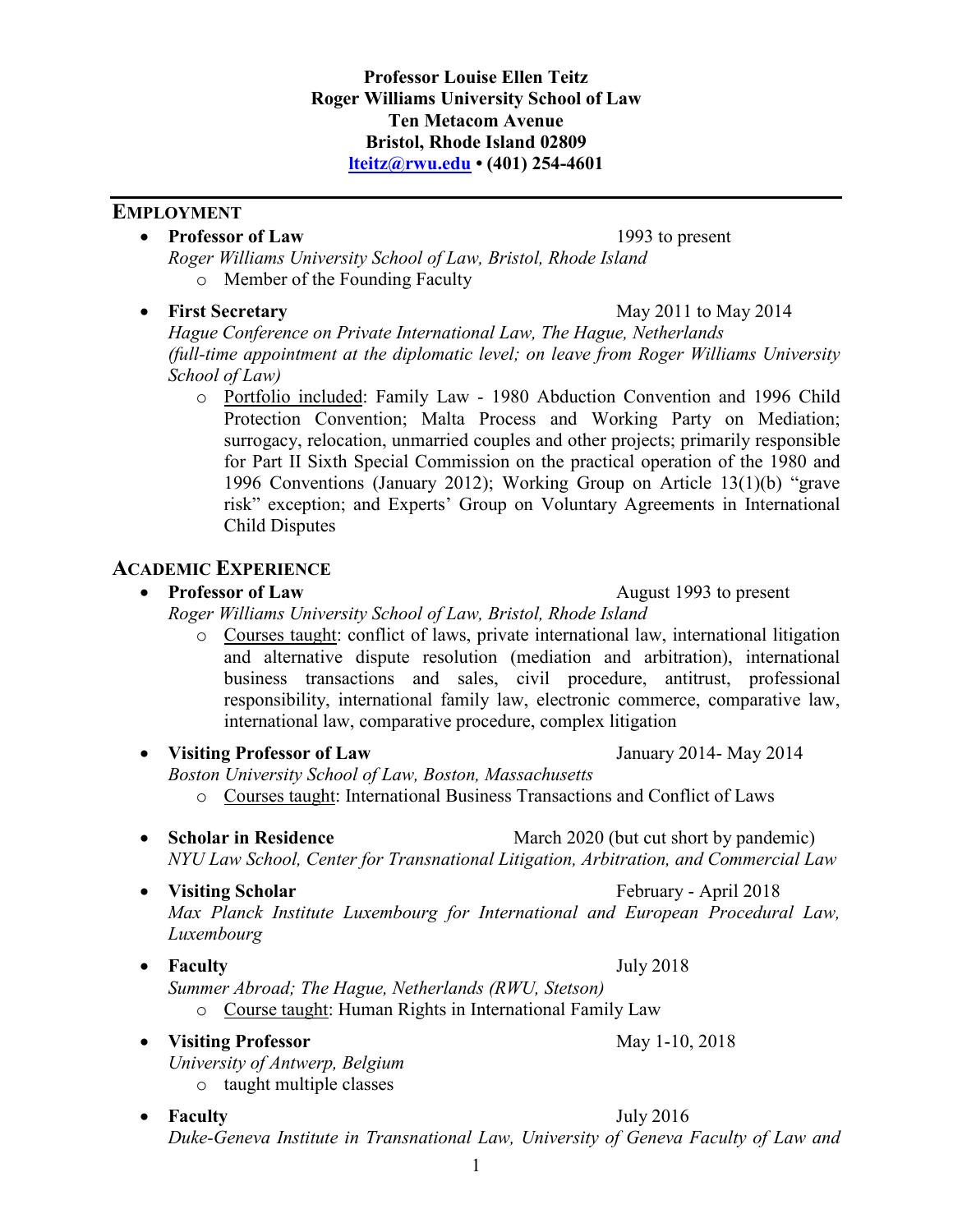**Professor Louise Ellen Teitz**
**Roger Williams University School of Law**
**Ten Metacom Avenue**
**Bristol, Rhode Island 02809**
**lteitz@rwu.edu • (401) 254-4601**

## EMPLOYMENT

- **Professor of Law** — 1993 to present
  *Roger Williams University School of Law, Bristol, Rhode Island*
  - Member of the Founding Faculty

- **First Secretary** — May 2011 to May 2014
  *Hague Conference on Private International Law, The Hague, Netherlands*
  *(full-time appointment at the diplomatic level; on leave from Roger Williams University School of Law)*
  - Portfolio included: Family Law - 1980 Abduction Convention and 1996 Child Protection Convention; Malta Process and Working Party on Mediation; surrogacy, relocation, unmarried couples and other projects; primarily responsible for Part II Sixth Special Commission on the practical operation of the 1980 and 1996 Conventions (January 2012); Working Group on Article 13(1)(b) "grave risk" exception; and Experts' Group on Voluntary Agreements in International Child Disputes

## ACADEMIC EXPERIENCE

- **Professor of Law** — August 1993 to present
  *Roger Williams University School of Law, Bristol, Rhode Island*
  - Courses taught: conflict of laws, private international law, international litigation and alternative dispute resolution (mediation and arbitration), international business transactions and sales, civil procedure, antitrust, professional responsibility, international family law, electronic commerce, comparative law, international law, comparative procedure, complex litigation

- **Visiting Professor of Law** — January 2014- May 2014
  *Boston University School of Law, Boston, Massachusetts*
  - Courses taught: International Business Transactions and Conflict of Laws

- **Scholar in Residence** — March 2020 (but cut short by pandemic)
  *NYU Law School, Center for Transnational Litigation, Arbitration, and Commercial Law*

- **Visiting Scholar** — February - April 2018
  *Max Planck Institute Luxembourg for International and European Procedural Law, Luxembourg*

- **Faculty** — July 2018
  *Summer Abroad; The Hague, Netherlands (RWU, Stetson)*
  - Course taught: Human Rights in International Family Law

- **Visiting Professor** — May 1-10, 2018
  *University of Antwerp, Belgium*
  - taught multiple classes

- **Faculty** — July 2016
  *Duke-Geneva Institute in Transnational Law, University of Geneva Faculty of Law and*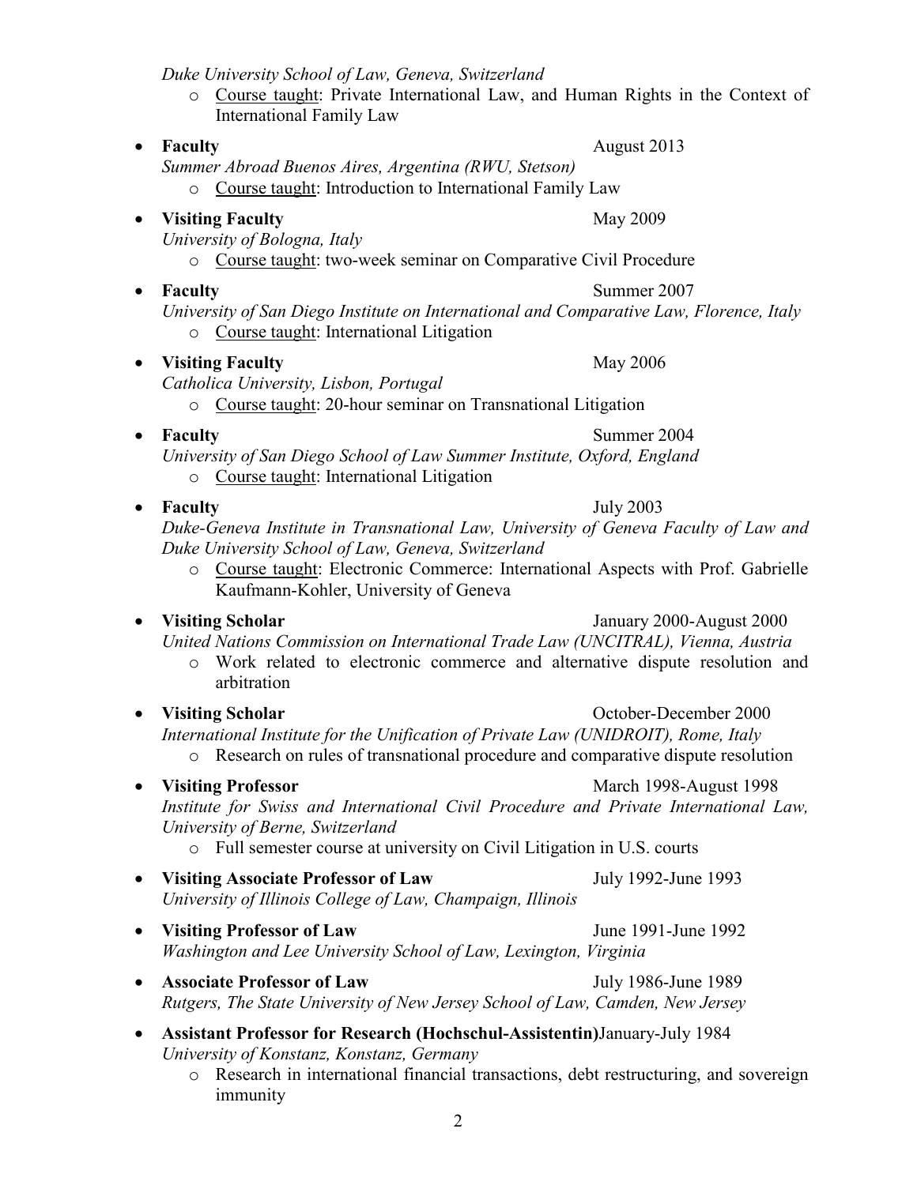*Duke University School of Law, Geneva, Switzerland*

- Course taught: Private International Law, and Human Rights in the Context of International Family Law

- **Faculty** August 2013
  *Summer Abroad Buenos Aires, Argentina (RWU, Stetson)*
  - Course taught: Introduction to International Family Law

- **Visiting Faculty** May 2009
  *University of Bologna, Italy*
  - Course taught: two-week seminar on Comparative Civil Procedure

- **Faculty** Summer 2007
  *University of San Diego Institute on International and Comparative Law, Florence, Italy*
  - Course taught: International Litigation

- **Visiting Faculty** May 2006
  *Catholica University, Lisbon, Portugal*
  - Course taught: 20-hour seminar on Transnational Litigation

- **Faculty** Summer 2004
  *University of San Diego School of Law Summer Institute, Oxford, England*
  - Course taught: International Litigation

- **Faculty** July 2003
  *Duke-Geneva Institute in Transnational Law, University of Geneva Faculty of Law and Duke University School of Law, Geneva, Switzerland*
  - Course taught: Electronic Commerce: International Aspects with Prof. Gabrielle Kaufmann-Kohler, University of Geneva

- **Visiting Scholar** January 2000-August 2000
  *United Nations Commission on International Trade Law (UNCITRAL), Vienna, Austria*
  - Work related to electronic commerce and alternative dispute resolution and arbitration

- **Visiting Scholar** October-December 2000
  *International Institute for the Unification of Private Law (UNIDROIT), Rome, Italy*
  - Research on rules of transnational procedure and comparative dispute resolution

- **Visiting Professor** March 1998-August 1998
  *Institute for Swiss and International Civil Procedure and Private International Law, University of Berne, Switzerland*
  - Full semester course at university on Civil Litigation in U.S. courts

- **Visiting Associate Professor of Law** July 1992-June 1993
  *University of Illinois College of Law, Champaign, Illinois*

- **Visiting Professor of Law** June 1991-June 1992
  *Washington and Lee University School of Law, Lexington, Virginia*

- **Associate Professor of Law** July 1986-June 1989
  *Rutgers, The State University of New Jersey School of Law, Camden, New Jersey*

- **Assistant Professor for Research (Hochschul-Assistentin)** January-July 1984
  *University of Konstanz, Konstanz, Germany*
  - Research in international financial transactions, debt restructuring, and sovereign immunity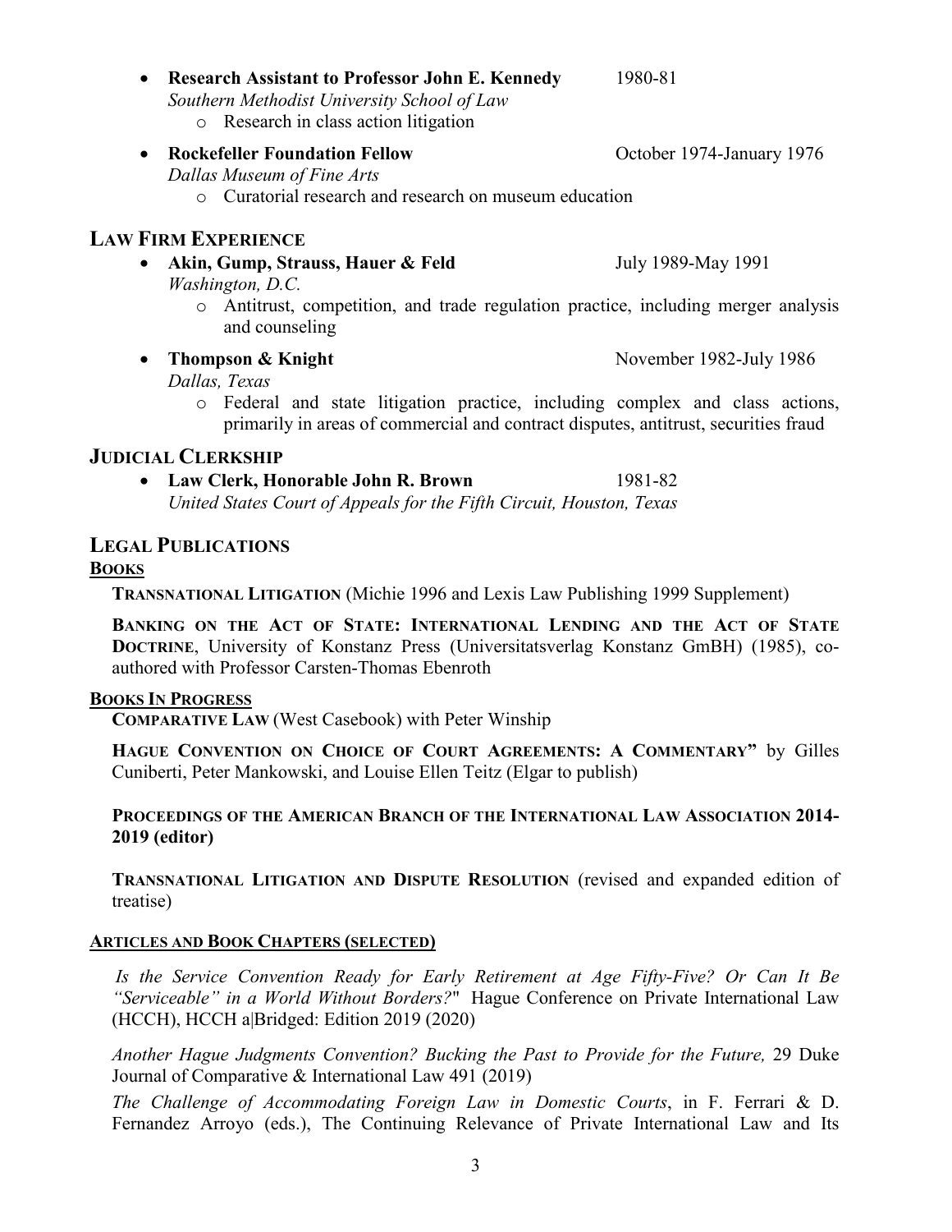- **Research Assistant to Professor John E. Kennedy** 1980-81
  *Southern Methodist University School of Law*
    - Research in class action litigation
- **Rockefeller Foundation Fellow** October 1974-January 1976
  *Dallas Museum of Fine Arts*
    - Curatorial research and research on museum education

## LAW FIRM EXPERIENCE

- **Akin, Gump, Strauss, Hauer & Feld** July 1989-May 1991
  *Washington, D.C.*
    - Antitrust, competition, and trade regulation practice, including merger analysis and counseling
- **Thompson & Knight** November 1982-July 1986
  *Dallas, Texas*
    - Federal and state litigation practice, including complex and class actions, primarily in areas of commercial and contract disputes, antitrust, securities fraud

## JUDICIAL CLERKSHIP

- **Law Clerk, Honorable John R. Brown** 1981-82
  *United States Court of Appeals for the Fifth Circuit, Houston, Texas*

## LEGAL PUBLICATIONS

### BOOKS

**TRANSNATIONAL LITIGATION** (Michie 1996 and Lexis Law Publishing 1999 Supplement)

**BANKING ON THE ACT OF STATE: INTERNATIONAL LENDING AND THE ACT OF STATE DOCTRINE**, University of Konstanz Press (Universitatsverlag Konstanz GmBH) (1985), co-authored with Professor Carsten-Thomas Ebenroth

### BOOKS IN PROGRESS

**COMPARATIVE LAW** (West Casebook) with Peter Winship

**HAGUE CONVENTION ON CHOICE OF COURT AGREEMENTS: A COMMENTARY"** by Gilles Cuniberti, Peter Mankowski, and Louise Ellen Teitz (Elgar to publish)

**PROCEEDINGS OF THE AMERICAN BRANCH OF THE INTERNATIONAL LAW ASSOCIATION 2014-2019 (editor)**

**TRANSNATIONAL LITIGATION AND DISPUTE RESOLUTION** (revised and expanded edition of treatise)

### ARTICLES AND BOOK CHAPTERS (SELECTED)

*Is the Service Convention Ready for Early Retirement at Age Fifty-Five? Or Can It Be "Serviceable" in a World Without Borders?*" Hague Conference on Private International Law (HCCH), HCCH a|Bridged: Edition 2019 (2020)

*Another Hague Judgments Convention? Bucking the Past to Provide for the Future,* 29 Duke Journal of Comparative & International Law 491 (2019)

*The Challenge of Accommodating Foreign Law in Domestic Courts*, in F. Ferrari & D. Fernandez Arroyo (eds.), The Continuing Relevance of Private International Law and Its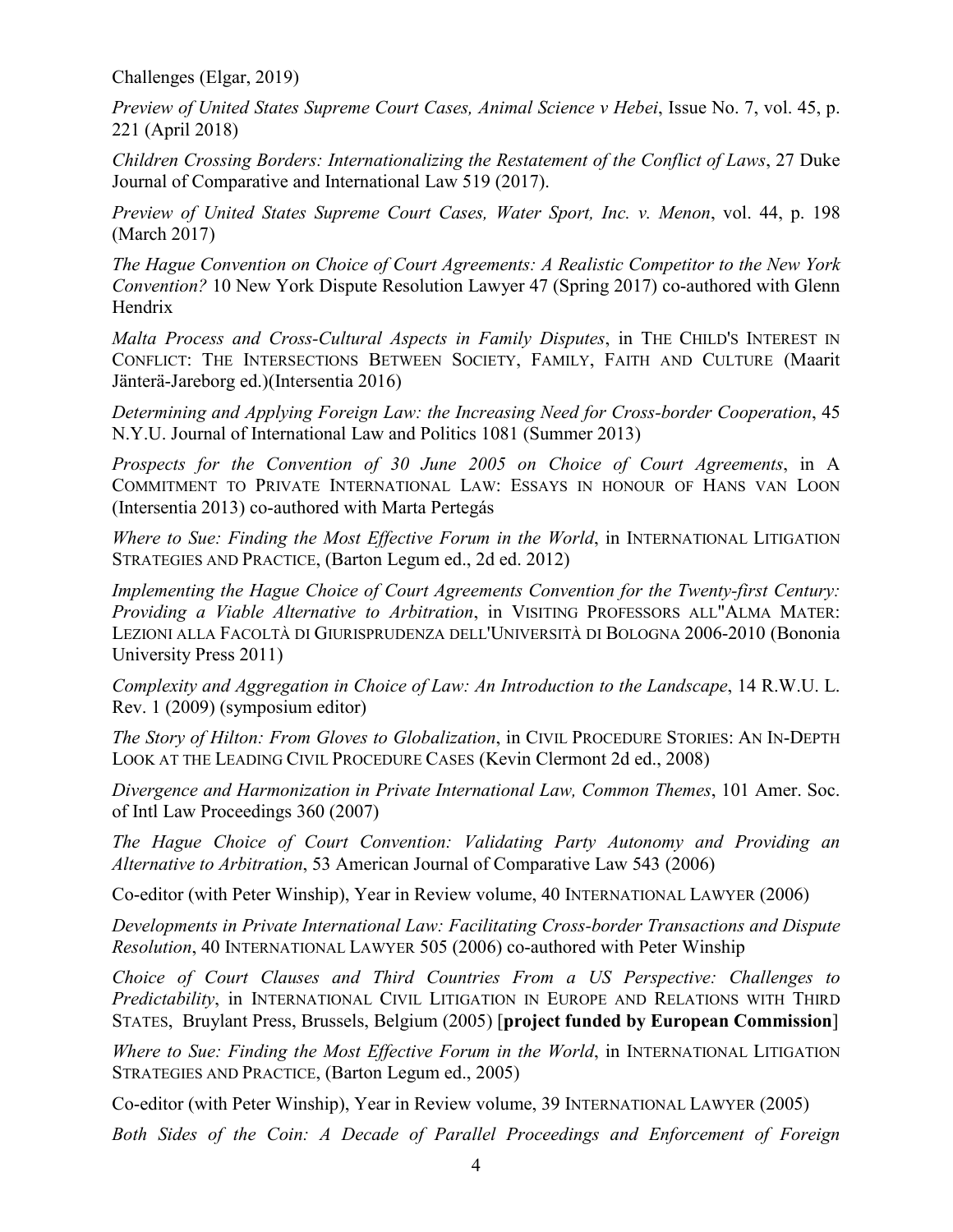Challenges (Elgar, 2019)

*Preview of United States Supreme Court Cases, Animal Science v Hebei*, Issue No. 7, vol. 45, p. 221 (April 2018)

*Children Crossing Borders: Internationalizing the Restatement of the Conflict of Laws*, 27 Duke Journal of Comparative and International Law 519 (2017).

*Preview of United States Supreme Court Cases, Water Sport, Inc. v. Menon*, vol. 44, p. 198 (March 2017)

*The Hague Convention on Choice of Court Agreements: A Realistic Competitor to the New York Convention?* 10 New York Dispute Resolution Lawyer 47 (Spring 2017) co-authored with Glenn Hendrix

*Malta Process and Cross-Cultural Aspects in Family Disputes*, in THE CHILD'S INTEREST IN CONFLICT: THE INTERSECTIONS BETWEEN SOCIETY, FAMILY, FAITH AND CULTURE (Maarit Jänterä-Jareborg ed.)(Intersentia 2016)

*Determining and Applying Foreign Law: the Increasing Need for Cross-border Cooperation*, 45 N.Y.U. Journal of International Law and Politics 1081 (Summer 2013)

*Prospects for the Convention of 30 June 2005 on Choice of Court Agreements*, in A COMMITMENT TO PRIVATE INTERNATIONAL LAW: ESSAYS IN HONOUR OF HANS VAN LOON (Intersentia 2013) co-authored with Marta Pertegás

*Where to Sue: Finding the Most Effective Forum in the World*, in INTERNATIONAL LITIGATION STRATEGIES AND PRACTICE, (Barton Legum ed., 2d ed. 2012)

*Implementing the Hague Choice of Court Agreements Convention for the Twenty-first Century: Providing a Viable Alternative to Arbitration*, in VISITING PROFESSORS ALL"ALMA MATER: LEZIONI ALLA FACOLTÀ DI GIURISPRUDENZA DELL'UNIVERSITÀ DI BOLOGNA 2006-2010 (Bononia University Press 2011)

*Complexity and Aggregation in Choice of Law: An Introduction to the Landscape*, 14 R.W.U. L. Rev. 1 (2009) (symposium editor)

*The Story of Hilton: From Gloves to Globalization*, in CIVIL PROCEDURE STORIES: AN IN-DEPTH LOOK AT THE LEADING CIVIL PROCEDURE CASES (Kevin Clermont 2d ed., 2008)

*Divergence and Harmonization in Private International Law, Common Themes*, 101 Amer. Soc. of Intl Law Proceedings 360 (2007)

*The Hague Choice of Court Convention: Validating Party Autonomy and Providing an Alternative to Arbitration*, 53 American Journal of Comparative Law 543 (2006)

Co-editor (with Peter Winship), Year in Review volume, 40 INTERNATIONAL LAWYER (2006)

*Developments in Private International Law: Facilitating Cross-border Transactions and Dispute Resolution*, 40 INTERNATIONAL LAWYER 505 (2006) co-authored with Peter Winship

*Choice of Court Clauses and Third Countries From a US Perspective: Challenges to Predictability*, in INTERNATIONAL CIVIL LITIGATION IN EUROPE AND RELATIONS WITH THIRD STATES, Bruylant Press, Brussels, Belgium (2005) [**project funded by European Commission**]

*Where to Sue: Finding the Most Effective Forum in the World*, in INTERNATIONAL LITIGATION STRATEGIES AND PRACTICE, (Barton Legum ed., 2005)

Co-editor (with Peter Winship), Year in Review volume, 39 INTERNATIONAL LAWYER (2005)

*Both Sides of the Coin: A Decade of Parallel Proceedings and Enforcement of Foreign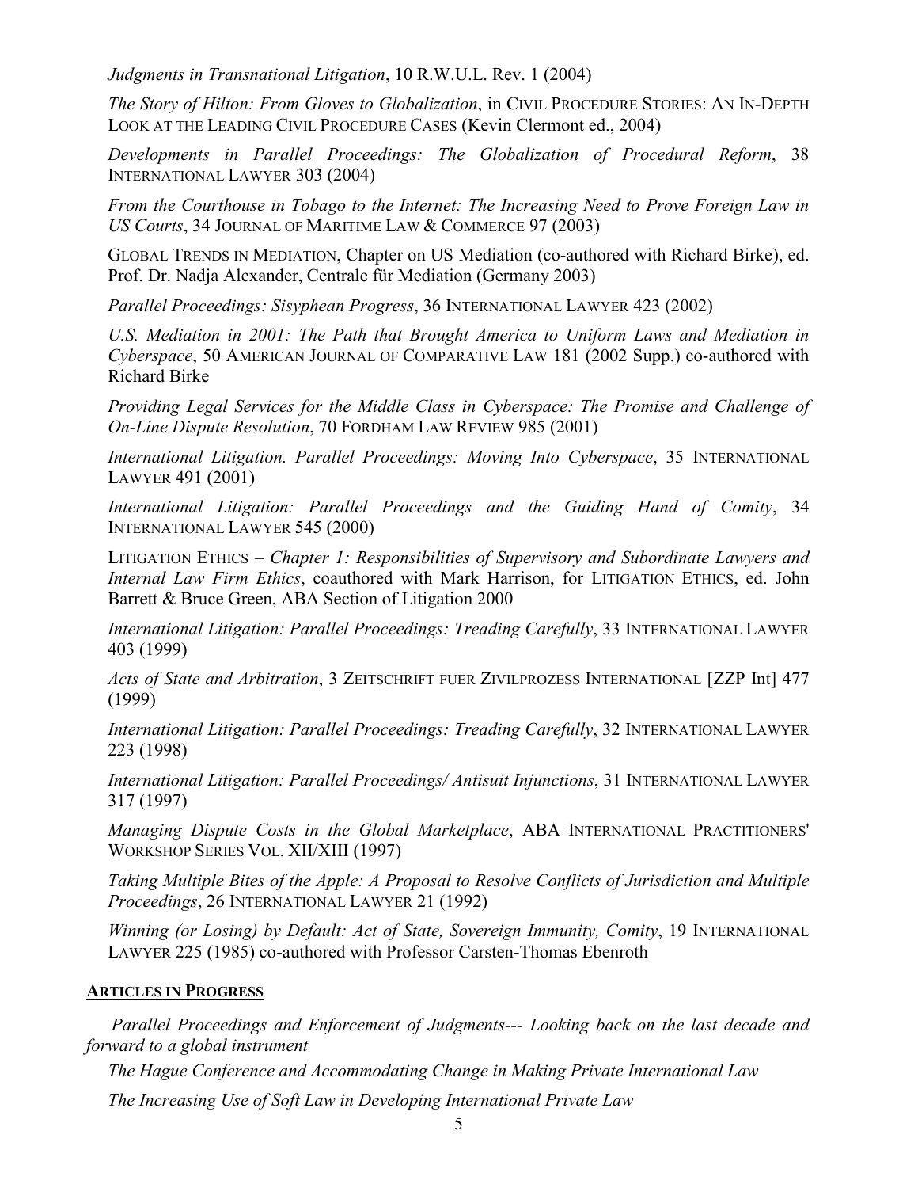*Judgments in Transnational Litigation*, 10 R.W.U.L. Rev. 1 (2004)

*The Story of Hilton: From Gloves to Globalization*, in CIVIL PROCEDURE STORIES: AN IN-DEPTH LOOK AT THE LEADING CIVIL PROCEDURE CASES (Kevin Clermont ed., 2004)

*Developments in Parallel Proceedings: The Globalization of Procedural Reform*, 38 INTERNATIONAL LAWYER 303 (2004)

*From the Courthouse in Tobago to the Internet: The Increasing Need to Prove Foreign Law in US Courts*, 34 JOURNAL OF MARITIME LAW & COMMERCE 97 (2003)

GLOBAL TRENDS IN MEDIATION, Chapter on US Mediation (co-authored with Richard Birke), ed. Prof. Dr. Nadja Alexander, Centrale für Mediation (Germany 2003)

*Parallel Proceedings: Sisyphean Progress*, 36 INTERNATIONAL LAWYER 423 (2002)

*U.S. Mediation in 2001: The Path that Brought America to Uniform Laws and Mediation in Cyberspace*, 50 AMERICAN JOURNAL OF COMPARATIVE LAW 181 (2002 Supp.) co-authored with Richard Birke

*Providing Legal Services for the Middle Class in Cyberspace: The Promise and Challenge of On-Line Dispute Resolution*, 70 FORDHAM LAW REVIEW 985 (2001)

*International Litigation. Parallel Proceedings: Moving Into Cyberspace*, 35 INTERNATIONAL LAWYER 491 (2001)

*International Litigation: Parallel Proceedings and the Guiding Hand of Comity*, 34 INTERNATIONAL LAWYER 545 (2000)

LITIGATION ETHICS – *Chapter 1: Responsibilities of Supervisory and Subordinate Lawyers and Internal Law Firm Ethics*, coauthored with Mark Harrison, for LITIGATION ETHICS, ed. John Barrett & Bruce Green, ABA Section of Litigation 2000

*International Litigation: Parallel Proceedings: Treading Carefully*, 33 INTERNATIONAL LAWYER 403 (1999)

*Acts of State and Arbitration*, 3 ZEITSCHRIFT FUER ZIVILPROZESS INTERNATIONAL [ZZP Int] 477 (1999)

*International Litigation: Parallel Proceedings: Treading Carefully*, 32 INTERNATIONAL LAWYER 223 (1998)

*International Litigation: Parallel Proceedings/ Antisuit Injunctions*, 31 INTERNATIONAL LAWYER 317 (1997)

*Managing Dispute Costs in the Global Marketplace*, ABA INTERNATIONAL PRACTITIONERS' WORKSHOP SERIES VOL. XII/XIII (1997)

*Taking Multiple Bites of the Apple: A Proposal to Resolve Conflicts of Jurisdiction and Multiple Proceedings*, 26 INTERNATIONAL LAWYER 21 (1992)

*Winning (or Losing) by Default: Act of State, Sovereign Immunity, Comity*, 19 INTERNATIONAL LAWYER 225 (1985) co-authored with Professor Carsten-Thomas Ebenroth

**ARTICLES IN PROGRESS**

*Parallel Proceedings and Enforcement of Judgments--- Looking back on the last decade and forward to a global instrument*

*The Hague Conference and Accommodating Change in Making Private International Law*

*The Increasing Use of Soft Law in Developing International Private Law*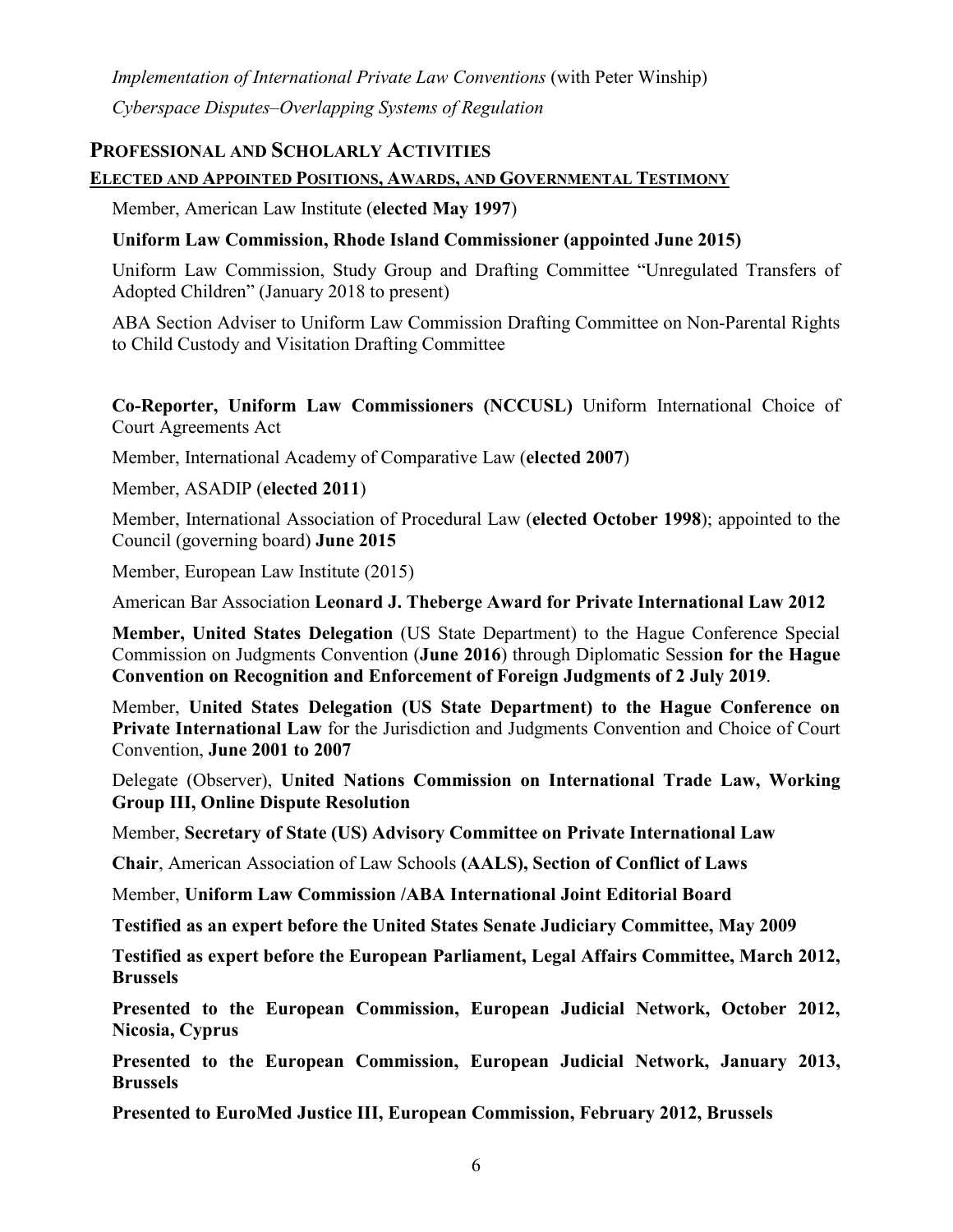*Implementation of International Private Law Conventions* (with Peter Winship)

*Cyberspace Disputes–Overlapping Systems of Regulation*

## PROFESSIONAL AND SCHOLARLY ACTIVITIES

### ELECTED AND APPOINTED POSITIONS, AWARDS, AND GOVERNMENTAL TESTIMONY

Member, American Law Institute (**elected May 1997**)

**Uniform Law Commission, Rhode Island Commissioner (appointed June 2015)**

Uniform Law Commission, Study Group and Drafting Committee "Unregulated Transfers of Adopted Children" (January 2018 to present)

ABA Section Adviser to Uniform Law Commission Drafting Committee on Non-Parental Rights to Child Custody and Visitation Drafting Committee

**Co-Reporter, Uniform Law Commissioners (NCCUSL)** Uniform International Choice of Court Agreements Act

Member, International Academy of Comparative Law (**elected 2007**)

Member, ASADIP (**elected 2011**)

Member, International Association of Procedural Law (**elected October 1998**); appointed to the Council (governing board) **June 2015**

Member, European Law Institute (2015)

American Bar Association **Leonard J. Theberge Award for Private International Law 2012**

**Member, United States Delegation** (US State Department) to the Hague Conference Special Commission on Judgments Convention (**June 2016**) through Diplomatic Sessi**on for the Hague Convention on Recognition and Enforcement of Foreign Judgments of 2 July 2019**.

Member, **United States Delegation (US State Department) to the Hague Conference on Private International Law** for the Jurisdiction and Judgments Convention and Choice of Court Convention, **June 2001 to 2007**

Delegate (Observer), **United Nations Commission on International Trade Law, Working Group III, Online Dispute Resolution**

Member, **Secretary of State (US) Advisory Committee on Private International Law**

**Chair**, American Association of Law Schools **(AALS), Section of Conflict of Laws**

Member, **Uniform Law Commission /ABA International Joint Editorial Board**

**Testified as an expert before the United States Senate Judiciary Committee, May 2009**

**Testified as expert before the European Parliament, Legal Affairs Committee, March 2012, Brussels**

**Presented to the European Commission, European Judicial Network, October 2012, Nicosia, Cyprus**

**Presented to the European Commission, European Judicial Network, January 2013, Brussels**

**Presented to EuroMed Justice III, European Commission, February 2012, Brussels**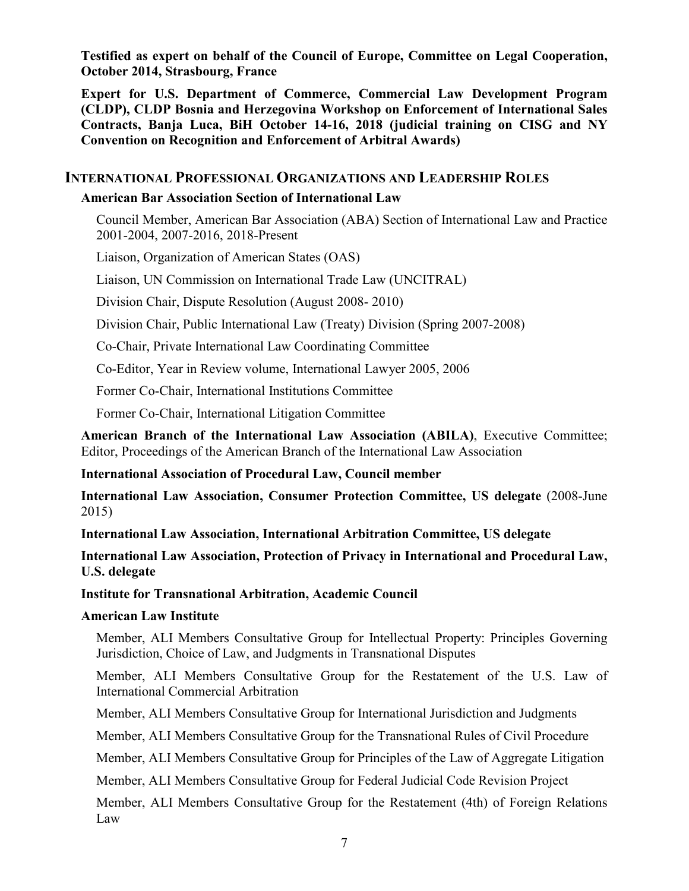**Testified as expert on behalf of the Council of Europe, Committee on Legal Cooperation, October 2014, Strasbourg, France**

**Expert for U.S. Department of Commerce, Commercial Law Development Program (CLDP), CLDP Bosnia and Herzegovina Workshop on Enforcement of International Sales Contracts, Banja Luca, BiH October 14-16, 2018 (judicial training on CISG and NY Convention on Recognition and Enforcement of Arbitral Awards)**

## INTERNATIONAL PROFESSIONAL ORGANIZATIONS AND LEADERSHIP ROLES

**American Bar Association Section of International Law**

Council Member, American Bar Association (ABA) Section of International Law and Practice 2001-2004, 2007-2016, 2018-Present

Liaison, Organization of American States (OAS)

Liaison, UN Commission on International Trade Law (UNCITRAL)

Division Chair, Dispute Resolution (August 2008- 2010)

Division Chair, Public International Law (Treaty) Division (Spring 2007-2008)

Co-Chair, Private International Law Coordinating Committee

Co-Editor, Year in Review volume, International Lawyer 2005, 2006

Former Co-Chair, International Institutions Committee

Former Co-Chair, International Litigation Committee

**American Branch of the International Law Association (ABILA)**, Executive Committee; Editor, Proceedings of the American Branch of the International Law Association

**International Association of Procedural Law, Council member**

**International Law Association, Consumer Protection Committee, US delegate** (2008-June 2015)

**International Law Association, International Arbitration Committee, US delegate**

**International Law Association, Protection of Privacy in International and Procedural Law, U.S. delegate**

**Institute for Transnational Arbitration, Academic Council**

**American Law Institute**

Member, ALI Members Consultative Group for Intellectual Property: Principles Governing Jurisdiction, Choice of Law, and Judgments in Transnational Disputes

Member, ALI Members Consultative Group for the Restatement of the U.S. Law of International Commercial Arbitration

Member, ALI Members Consultative Group for International Jurisdiction and Judgments

Member, ALI Members Consultative Group for the Transnational Rules of Civil Procedure

Member, ALI Members Consultative Group for Principles of the Law of Aggregate Litigation

Member, ALI Members Consultative Group for Federal Judicial Code Revision Project

Member, ALI Members Consultative Group for the Restatement (4th) of Foreign Relations Law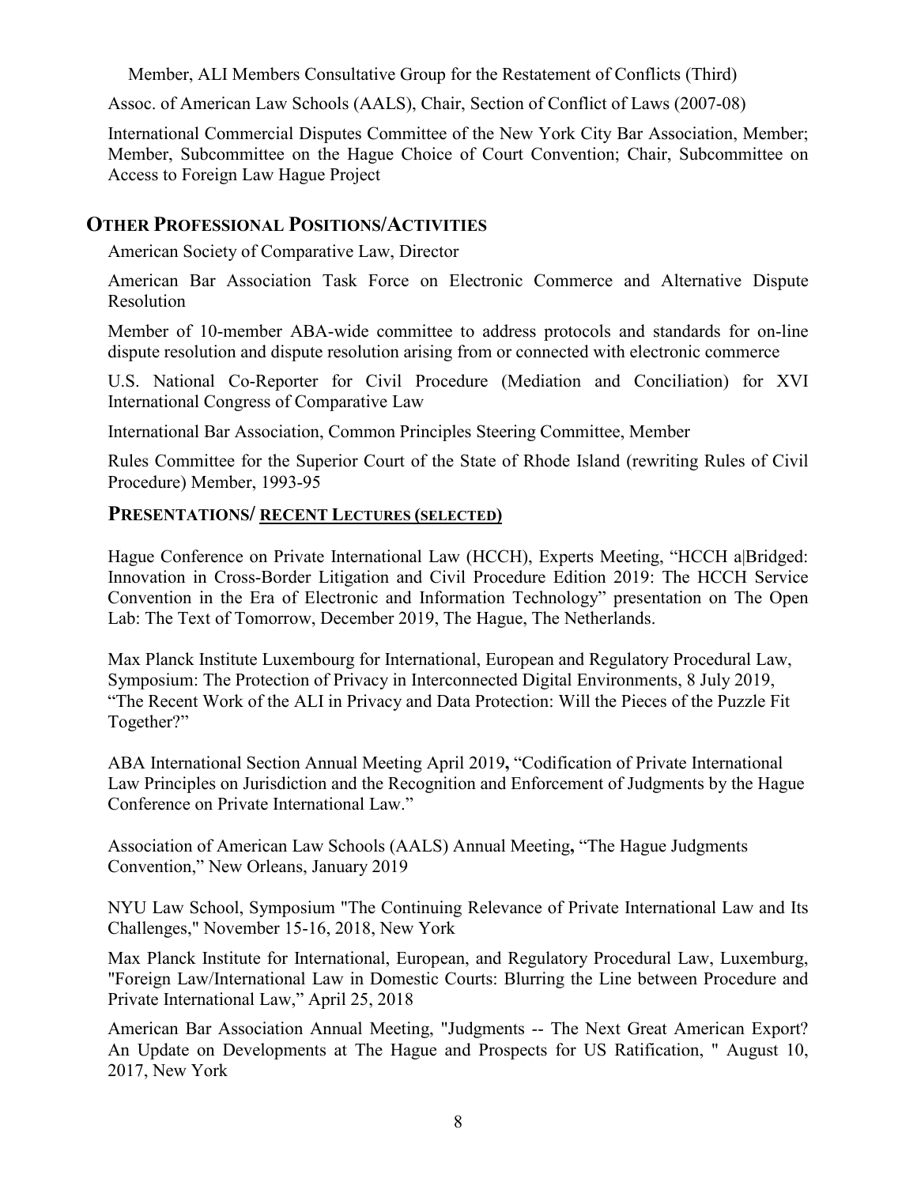Member, ALI Members Consultative Group for the Restatement of Conflicts (Third)

Assoc. of American Law Schools (AALS), Chair, Section of Conflict of Laws (2007-08)

International Commercial Disputes Committee of the New York City Bar Association, Member; Member, Subcommittee on the Hague Choice of Court Convention; Chair, Subcommittee on Access to Foreign Law Hague Project

## OTHER PROFESSIONAL POSITIONS/ACTIVITIES

American Society of Comparative Law, Director

American Bar Association Task Force on Electronic Commerce and Alternative Dispute Resolution

Member of 10-member ABA-wide committee to address protocols and standards for on-line dispute resolution and dispute resolution arising from or connected with electronic commerce

U.S. National Co-Reporter for Civil Procedure (Mediation and Conciliation) for XVI International Congress of Comparative Law

International Bar Association, Common Principles Steering Committee, Member

Rules Committee for the Superior Court of the State of Rhode Island (rewriting Rules of Civil Procedure) Member, 1993-95

## PRESENTATIONS/ RECENT LECTURES (SELECTED)

Hague Conference on Private International Law (HCCH), Experts Meeting, "HCCH a|Bridged: Innovation in Cross-Border Litigation and Civil Procedure Edition 2019: The HCCH Service Convention in the Era of Electronic and Information Technology" presentation on The Open Lab: The Text of Tomorrow, December 2019, The Hague, The Netherlands.

Max Planck Institute Luxembourg for International, European and Regulatory Procedural Law, Symposium: The Protection of Privacy in Interconnected Digital Environments, 8 July 2019, "The Recent Work of the ALI in Privacy and Data Protection: Will the Pieces of the Puzzle Fit Together?"

ABA International Section Annual Meeting April 2019**,** "Codification of Private International Law Principles on Jurisdiction and the Recognition and Enforcement of Judgments by the Hague Conference on Private International Law."

Association of American Law Schools (AALS) Annual Meeting**,** "The Hague Judgments Convention," New Orleans, January 2019

NYU Law School, Symposium "The Continuing Relevance of Private International Law and Its Challenges," November 15-16, 2018, New York

Max Planck Institute for International, European, and Regulatory Procedural Law, Luxemburg, "Foreign Law/International Law in Domestic Courts: Blurring the Line between Procedure and Private International Law," April 25, 2018

American Bar Association Annual Meeting, "Judgments -- The Next Great American Export? An Update on Developments at The Hague and Prospects for US Ratification, " August 10, 2017, New York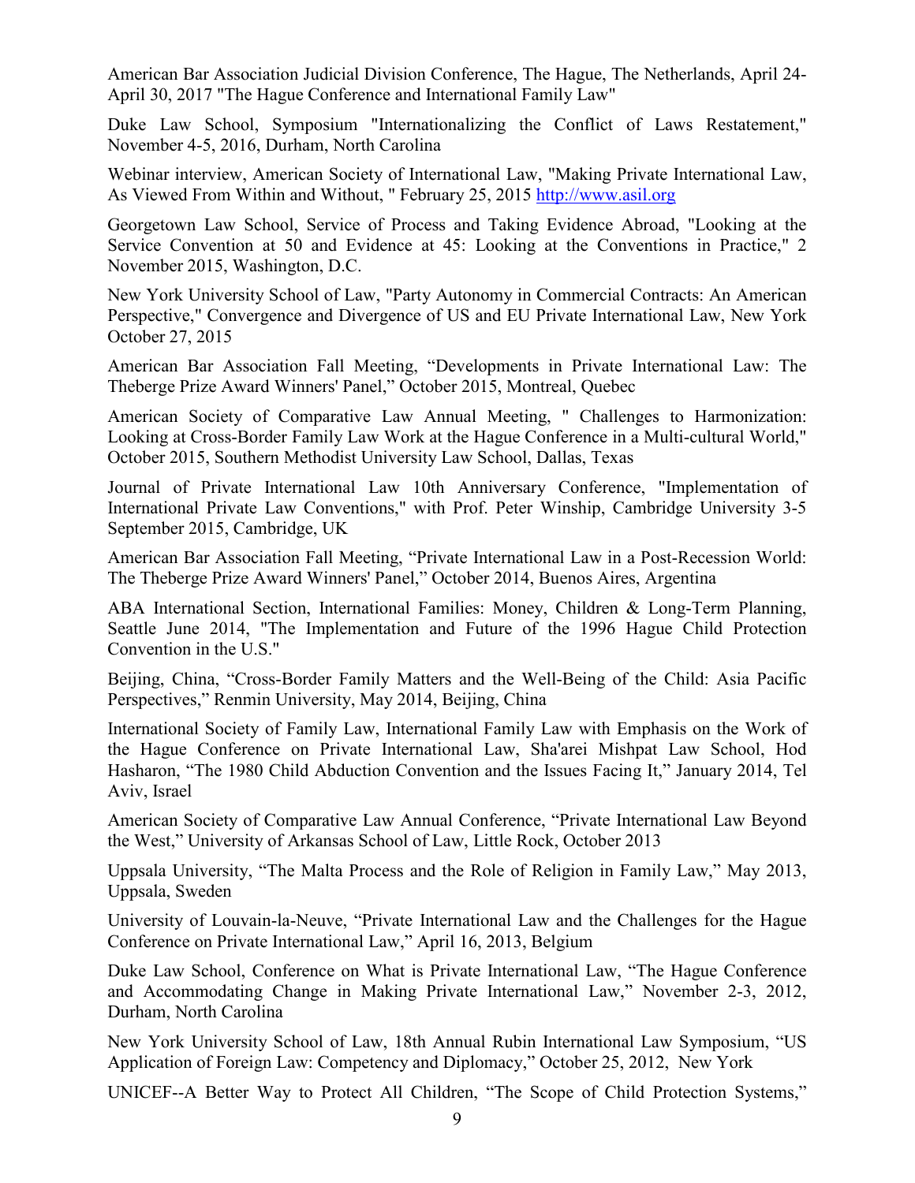American Bar Association Judicial Division Conference, The Hague, The Netherlands, April 24-April 30, 2017 "The Hague Conference and International Family Law"

Duke Law School, Symposium "Internationalizing the Conflict of Laws Restatement," November 4-5, 2016, Durham, North Carolina

Webinar interview, American Society of International Law, "Making Private International Law, As Viewed From Within and Without, " February 25, 2015 http://www.asil.org

Georgetown Law School, Service of Process and Taking Evidence Abroad, "Looking at the Service Convention at 50 and Evidence at 45: Looking at the Conventions in Practice," 2 November 2015, Washington, D.C.

New York University School of Law, "Party Autonomy in Commercial Contracts: An American Perspective," Convergence and Divergence of US and EU Private International Law, New York October 27, 2015

American Bar Association Fall Meeting, "Developments in Private International Law: The Theberge Prize Award Winners' Panel," October 2015, Montreal, Quebec

American Society of Comparative Law Annual Meeting, " Challenges to Harmonization: Looking at Cross-Border Family Law Work at the Hague Conference in a Multi-cultural World," October 2015, Southern Methodist University Law School, Dallas, Texas

Journal of Private International Law 10th Anniversary Conference, "Implementation of International Private Law Conventions," with Prof. Peter Winship, Cambridge University 3-5 September 2015, Cambridge, UK

American Bar Association Fall Meeting, "Private International Law in a Post-Recession World: The Theberge Prize Award Winners' Panel," October 2014, Buenos Aires, Argentina

ABA International Section, International Families: Money, Children & Long-Term Planning, Seattle June 2014, "The Implementation and Future of the 1996 Hague Child Protection Convention in the U.S."

Beijing, China, "Cross-Border Family Matters and the Well-Being of the Child: Asia Pacific Perspectives," Renmin University, May 2014, Beijing, China

International Society of Family Law, International Family Law with Emphasis on the Work of the Hague Conference on Private International Law, Sha'arei Mishpat Law School, Hod Hasharon, "The 1980 Child Abduction Convention and the Issues Facing It," January 2014, Tel Aviv, Israel

American Society of Comparative Law Annual Conference, "Private International Law Beyond the West," University of Arkansas School of Law, Little Rock, October 2013

Uppsala University, "The Malta Process and the Role of Religion in Family Law," May 2013, Uppsala, Sweden

University of Louvain-la-Neuve, "Private International Law and the Challenges for the Hague Conference on Private International Law," April 16, 2013, Belgium

Duke Law School, Conference on What is Private International Law, "The Hague Conference and Accommodating Change in Making Private International Law," November 2-3, 2012, Durham, North Carolina

New York University School of Law, 18th Annual Rubin International Law Symposium, "US Application of Foreign Law: Competency and Diplomacy," October 25, 2012, New York

UNICEF--A Better Way to Protect All Children, "The Scope of Child Protection Systems,"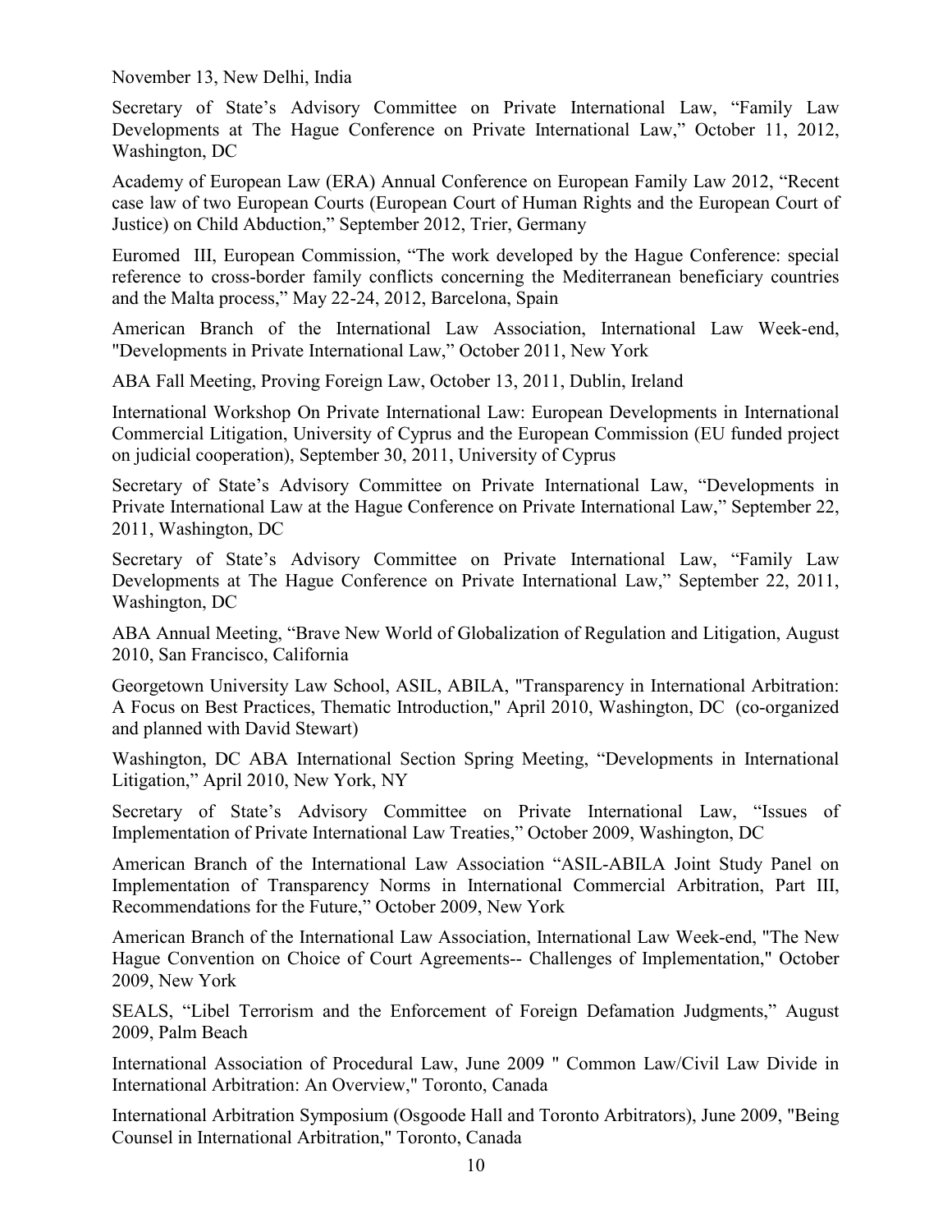November 13, New Delhi, India

Secretary of State's Advisory Committee on Private International Law, "Family Law Developments at The Hague Conference on Private International Law," October 11, 2012, Washington, DC

Academy of European Law (ERA) Annual Conference on European Family Law 2012, "Recent case law of two European Courts (European Court of Human Rights and the European Court of Justice) on Child Abduction," September 2012, Trier, Germany

Euromed III, European Commission, "The work developed by the Hague Conference: special reference to cross-border family conflicts concerning the Mediterranean beneficiary countries and the Malta process," May 22-24, 2012, Barcelona, Spain

American Branch of the International Law Association, International Law Week-end, "Developments in Private International Law," October 2011, New York

ABA Fall Meeting, Proving Foreign Law, October 13, 2011, Dublin, Ireland

International Workshop On Private International Law: European Developments in International Commercial Litigation, University of Cyprus and the European Commission (EU funded project on judicial cooperation), September 30, 2011, University of Cyprus

Secretary of State's Advisory Committee on Private International Law, "Developments in Private International Law at the Hague Conference on Private International Law," September 22, 2011, Washington, DC

Secretary of State's Advisory Committee on Private International Law, "Family Law Developments at The Hague Conference on Private International Law," September 22, 2011, Washington, DC

ABA Annual Meeting, "Brave New World of Globalization of Regulation and Litigation, August 2010, San Francisco, California

Georgetown University Law School, ASIL, ABILA, "Transparency in International Arbitration: A Focus on Best Practices, Thematic Introduction," April 2010, Washington, DC (co-organized and planned with David Stewart)

Washington, DC ABA International Section Spring Meeting, "Developments in International Litigation," April 2010, New York, NY

Secretary of State's Advisory Committee on Private International Law, "Issues of Implementation of Private International Law Treaties," October 2009, Washington, DC

American Branch of the International Law Association "ASIL-ABILA Joint Study Panel on Implementation of Transparency Norms in International Commercial Arbitration, Part III, Recommendations for the Future," October 2009, New York

American Branch of the International Law Association, International Law Week-end, "The New Hague Convention on Choice of Court Agreements-- Challenges of Implementation," October 2009, New York

SEALS, "Libel Terrorism and the Enforcement of Foreign Defamation Judgments," August 2009, Palm Beach

International Association of Procedural Law, June 2009 " Common Law/Civil Law Divide in International Arbitration: An Overview," Toronto, Canada

International Arbitration Symposium (Osgoode Hall and Toronto Arbitrators), June 2009, "Being Counsel in International Arbitration," Toronto, Canada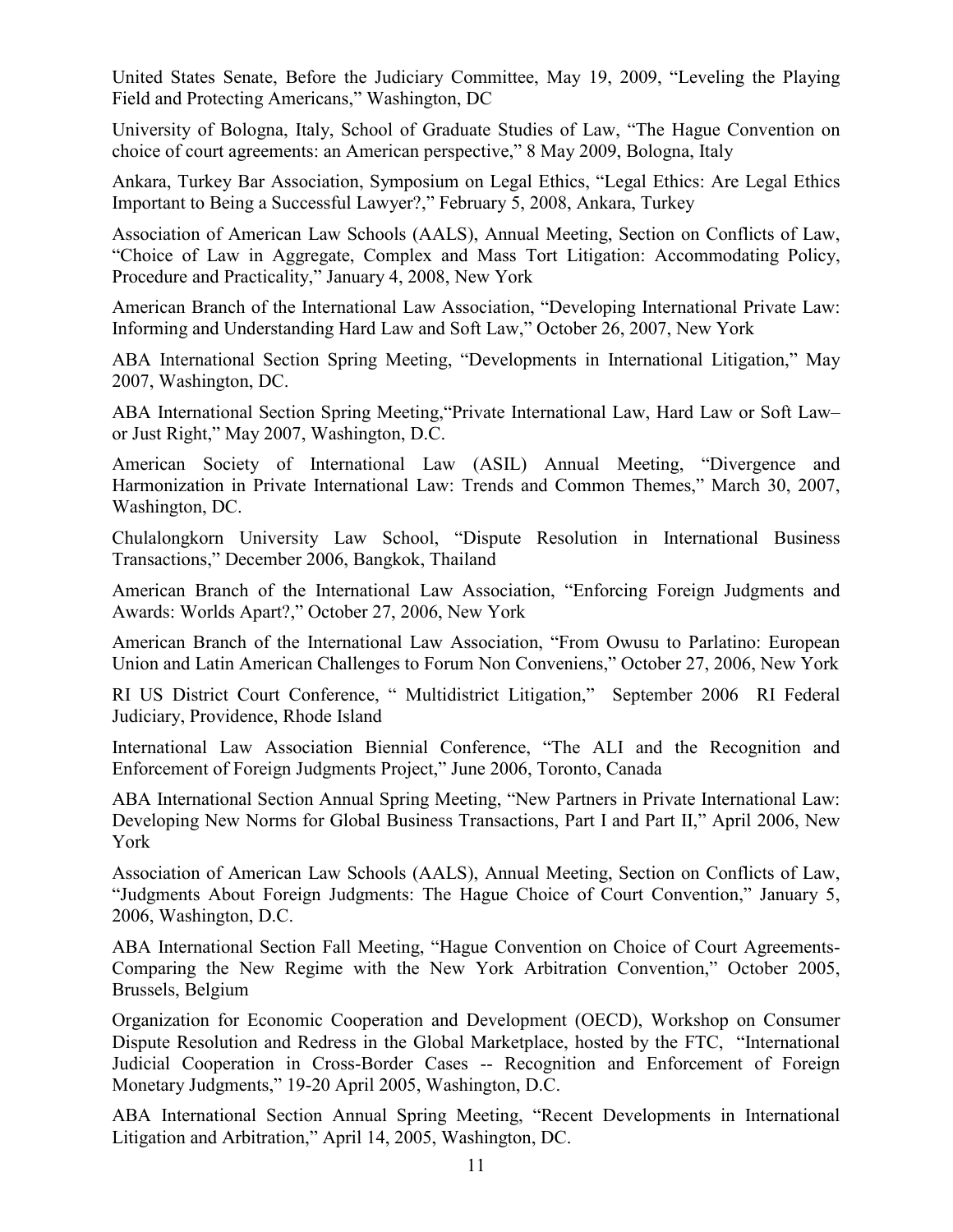United States Senate, Before the Judiciary Committee, May 19, 2009, "Leveling the Playing Field and Protecting Americans," Washington, DC

University of Bologna, Italy, School of Graduate Studies of Law, "The Hague Convention on choice of court agreements: an American perspective," 8 May 2009, Bologna, Italy

Ankara, Turkey Bar Association, Symposium on Legal Ethics, "Legal Ethics: Are Legal Ethics Important to Being a Successful Lawyer?," February 5, 2008, Ankara, Turkey

Association of American Law Schools (AALS), Annual Meeting, Section on Conflicts of Law, "Choice of Law in Aggregate, Complex and Mass Tort Litigation: Accommodating Policy, Procedure and Practicality," January 4, 2008, New York

American Branch of the International Law Association, "Developing International Private Law: Informing and Understanding Hard Law and Soft Law," October 26, 2007, New York

ABA International Section Spring Meeting, "Developments in International Litigation," May 2007, Washington, DC.

ABA International Section Spring Meeting,"Private International Law, Hard Law or Soft Law– or Just Right," May 2007, Washington, D.C.

American Society of International Law (ASIL) Annual Meeting, "Divergence and Harmonization in Private International Law: Trends and Common Themes," March 30, 2007, Washington, DC.

Chulalongkorn University Law School, "Dispute Resolution in International Business Transactions," December 2006, Bangkok, Thailand

American Branch of the International Law Association, "Enforcing Foreign Judgments and Awards: Worlds Apart?," October 27, 2006, New York

American Branch of the International Law Association, "From Owusu to Parlatino: European Union and Latin American Challenges to Forum Non Conveniens," October 27, 2006, New York

RI US District Court Conference, " Multidistrict Litigation," September 2006 RI Federal Judiciary, Providence, Rhode Island

International Law Association Biennial Conference, "The ALI and the Recognition and Enforcement of Foreign Judgments Project," June 2006, Toronto, Canada

ABA International Section Annual Spring Meeting, "New Partners in Private International Law: Developing New Norms for Global Business Transactions, Part I and Part II," April 2006, New York

Association of American Law Schools (AALS), Annual Meeting, Section on Conflicts of Law, "Judgments About Foreign Judgments: The Hague Choice of Court Convention," January 5, 2006, Washington, D.C.

ABA International Section Fall Meeting, "Hague Convention on Choice of Court Agreements-Comparing the New Regime with the New York Arbitration Convention," October 2005, Brussels, Belgium

Organization for Economic Cooperation and Development (OECD), Workshop on Consumer Dispute Resolution and Redress in the Global Marketplace, hosted by the FTC, "International Judicial Cooperation in Cross-Border Cases -- Recognition and Enforcement of Foreign Monetary Judgments," 19-20 April 2005, Washington, D.C.

ABA International Section Annual Spring Meeting, "Recent Developments in International Litigation and Arbitration," April 14, 2005, Washington, DC.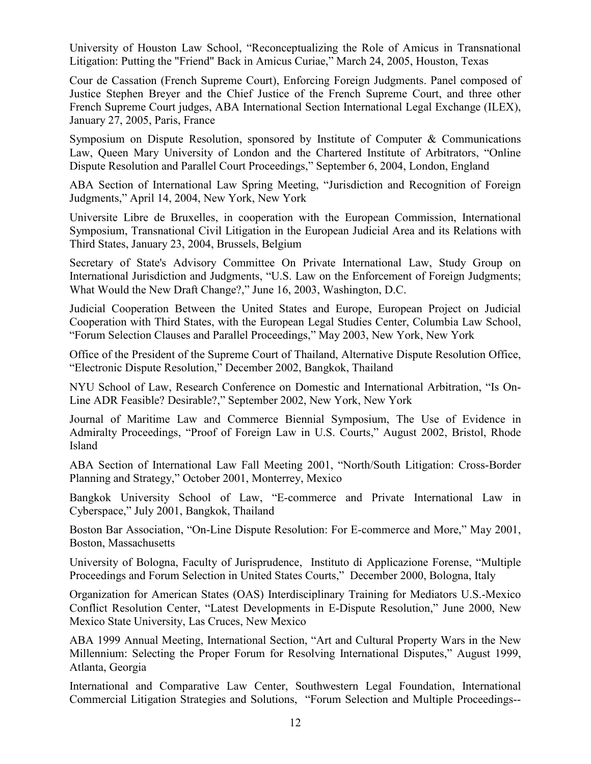University of Houston Law School, "Reconceptualizing the Role of Amicus in Transnational Litigation: Putting the "Friend" Back in Amicus Curiae," March 24, 2005, Houston, Texas

Cour de Cassation (French Supreme Court), Enforcing Foreign Judgments. Panel composed of Justice Stephen Breyer and the Chief Justice of the French Supreme Court, and three other French Supreme Court judges, ABA International Section International Legal Exchange (ILEX), January 27, 2005, Paris, France

Symposium on Dispute Resolution, sponsored by Institute of Computer & Communications Law, Queen Mary University of London and the Chartered Institute of Arbitrators, "Online Dispute Resolution and Parallel Court Proceedings," September 6, 2004, London, England

ABA Section of International Law Spring Meeting, "Jurisdiction and Recognition of Foreign Judgments," April 14, 2004, New York, New York

Universite Libre de Bruxelles, in cooperation with the European Commission, International Symposium, Transnational Civil Litigation in the European Judicial Area and its Relations with Third States, January 23, 2004, Brussels, Belgium

Secretary of State's Advisory Committee On Private International Law, Study Group on International Jurisdiction and Judgments, "U.S. Law on the Enforcement of Foreign Judgments; What Would the New Draft Change?," June 16, 2003, Washington, D.C.

Judicial Cooperation Between the United States and Europe, European Project on Judicial Cooperation with Third States, with the European Legal Studies Center, Columbia Law School, "Forum Selection Clauses and Parallel Proceedings," May 2003, New York, New York

Office of the President of the Supreme Court of Thailand, Alternative Dispute Resolution Office, "Electronic Dispute Resolution," December 2002, Bangkok, Thailand

NYU School of Law, Research Conference on Domestic and International Arbitration, "Is On-Line ADR Feasible? Desirable?," September 2002, New York, New York

Journal of Maritime Law and Commerce Biennial Symposium, The Use of Evidence in Admiralty Proceedings, "Proof of Foreign Law in U.S. Courts," August 2002, Bristol, Rhode Island

ABA Section of International Law Fall Meeting 2001, "North/South Litigation: Cross-Border Planning and Strategy," October 2001, Monterrey, Mexico

Bangkok University School of Law, "E-commerce and Private International Law in Cyberspace," July 2001, Bangkok, Thailand

Boston Bar Association, "On-Line Dispute Resolution: For E-commerce and More," May 2001, Boston, Massachusetts

University of Bologna, Faculty of Jurisprudence, Instituto di Applicazione Forense, "Multiple Proceedings and Forum Selection in United States Courts," December 2000, Bologna, Italy

Organization for American States (OAS) Interdisciplinary Training for Mediators U.S.-Mexico Conflict Resolution Center, "Latest Developments in E-Dispute Resolution," June 2000, New Mexico State University, Las Cruces, New Mexico

ABA 1999 Annual Meeting, International Section, "Art and Cultural Property Wars in the New Millennium: Selecting the Proper Forum for Resolving International Disputes," August 1999, Atlanta, Georgia

International and Comparative Law Center, Southwestern Legal Foundation, International Commercial Litigation Strategies and Solutions, "Forum Selection and Multiple Proceedings--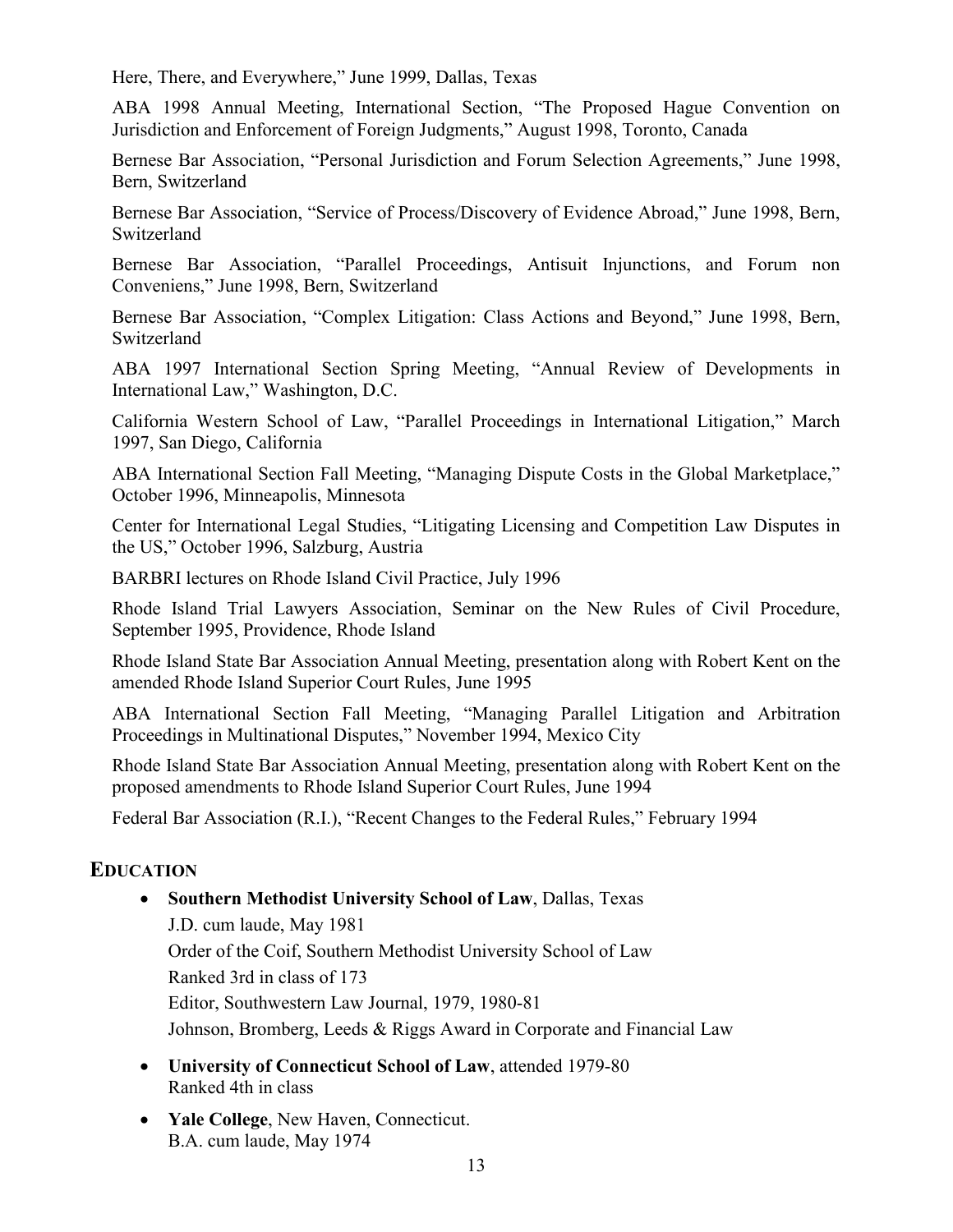Here, There, and Everywhere," June 1999, Dallas, Texas

ABA 1998 Annual Meeting, International Section, "The Proposed Hague Convention on Jurisdiction and Enforcement of Foreign Judgments," August 1998, Toronto, Canada

Bernese Bar Association, "Personal Jurisdiction and Forum Selection Agreements," June 1998, Bern, Switzerland

Bernese Bar Association, "Service of Process/Discovery of Evidence Abroad," June 1998, Bern, Switzerland

Bernese Bar Association, "Parallel Proceedings, Antisuit Injunctions, and Forum non Conveniens," June 1998, Bern, Switzerland

Bernese Bar Association, "Complex Litigation: Class Actions and Beyond," June 1998, Bern, Switzerland

ABA 1997 International Section Spring Meeting, "Annual Review of Developments in International Law," Washington, D.C.

California Western School of Law, "Parallel Proceedings in International Litigation," March 1997, San Diego, California

ABA International Section Fall Meeting, "Managing Dispute Costs in the Global Marketplace," October 1996, Minneapolis, Minnesota

Center for International Legal Studies, "Litigating Licensing and Competition Law Disputes in the US," October 1996, Salzburg, Austria

BARBRI lectures on Rhode Island Civil Practice, July 1996

Rhode Island Trial Lawyers Association, Seminar on the New Rules of Civil Procedure, September 1995, Providence, Rhode Island

Rhode Island State Bar Association Annual Meeting, presentation along with Robert Kent on the amended Rhode Island Superior Court Rules, June 1995

ABA International Section Fall Meeting, "Managing Parallel Litigation and Arbitration Proceedings in Multinational Disputes," November 1994, Mexico City

Rhode Island State Bar Association Annual Meeting, presentation along with Robert Kent on the proposed amendments to Rhode Island Superior Court Rules, June 1994

Federal Bar Association (R.I.), "Recent Changes to the Federal Rules," February 1994

## EDUCATION

- **Southern Methodist University School of Law**, Dallas, Texas
  J.D. cum laude, May 1981
  Order of the Coif, Southern Methodist University School of Law
  Ranked 3rd in class of 173
  Editor, Southwestern Law Journal, 1979, 1980-81
  Johnson, Bromberg, Leeds & Riggs Award in Corporate and Financial Law

- **University of Connecticut School of Law**, attended 1979-80
  Ranked 4th in class

- **Yale College**, New Haven, Connecticut.
  B.A. cum laude, May 1974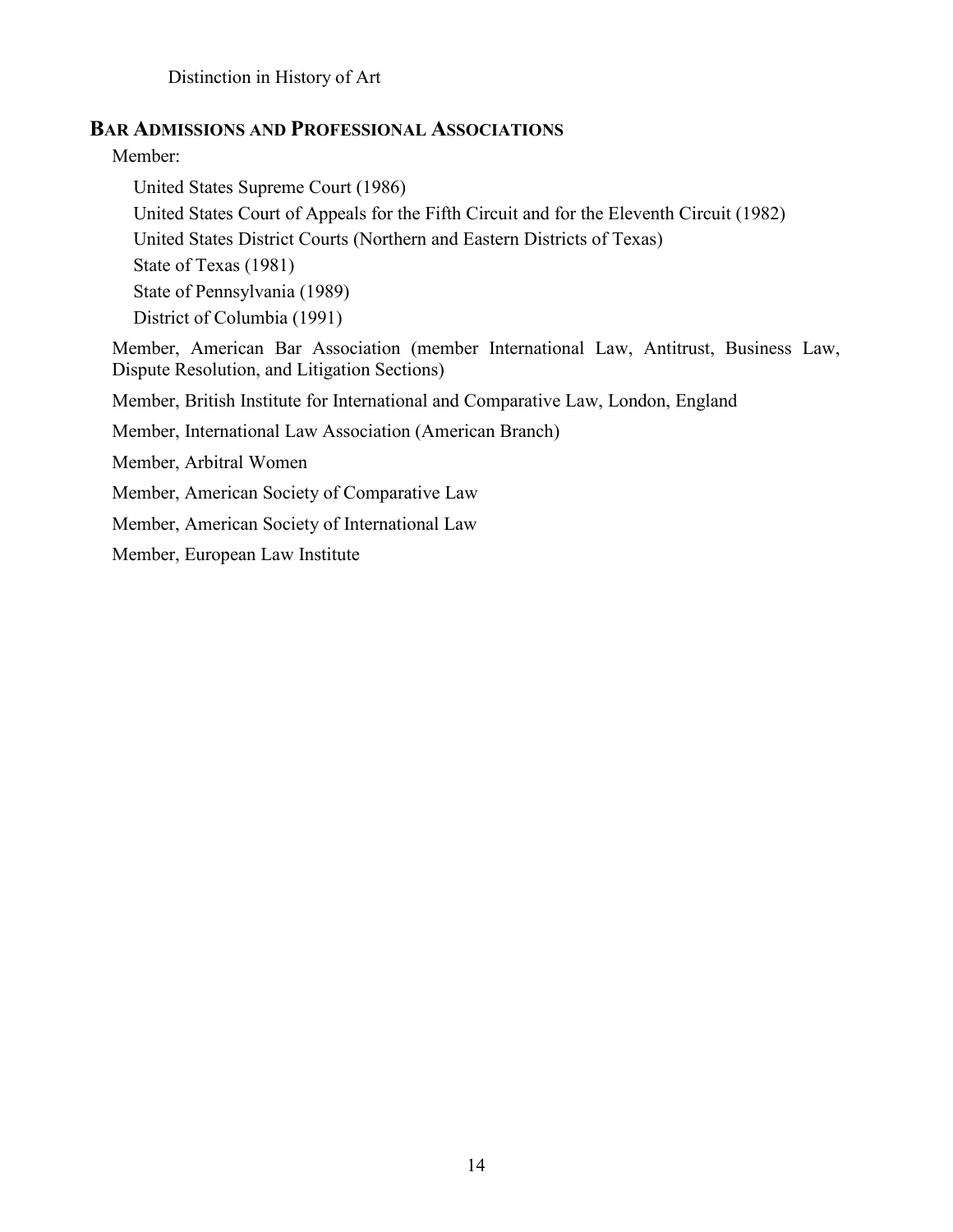Distinction in History of Art

## Bar Admissions and Professional Associations

Member:

- United States Supreme Court (1986)
- United States Court of Appeals for the Fifth Circuit and for the Eleventh Circuit (1982)
- United States District Courts (Northern and Eastern Districts of Texas)
- State of Texas (1981)
- State of Pennsylvania (1989)
- District of Columbia (1991)

Member, American Bar Association (member International Law, Antitrust, Business Law, Dispute Resolution, and Litigation Sections)

Member, British Institute for International and Comparative Law, London, England

Member, International Law Association (American Branch)

Member, Arbitral Women

Member, American Society of Comparative Law

Member, American Society of International Law

Member, European Law Institute